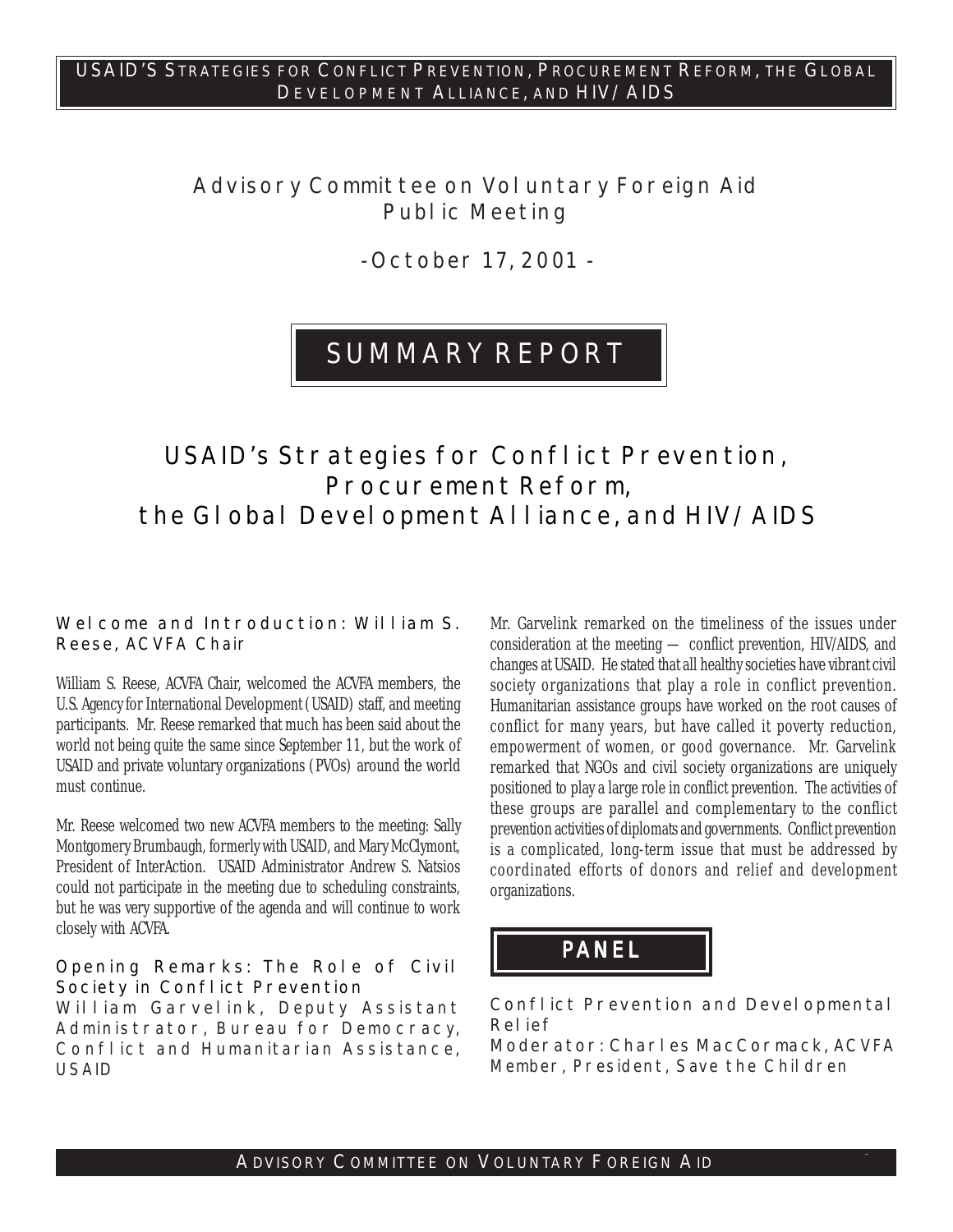# Advisory Committee on Voluntary Foreign Aid Public Meeting

-October 17, 2001 -

# SUMMARY REPORT

# USAID's Strategies for Conflict Prevention, Procurement Reform, the Global Development Alliance, and HIV/AIDS

## Welcome and Introduction: William S. Reese, ACVFA Chair

William S. Reese, ACVFA Chair, welcomed the ACVFA members, the U.S. Agency for International Development (USAID) staff, and meeting participants. Mr. Reese remarked that much has been said about the world not being quite the same since September 11, but the work of USAID and private voluntary organizations (PVOs) around the world must continue.

Mr. Reese welcomed two new ACVFA members to the meeting: Sally Montgomery Brumbaugh, formerly with USAID, and Mary McClymont, President of InterAction. USAID Administrator Andrew S. Natsios could not participate in the meeting due to scheduling constraints, but he was very supportive of the agenda and will continue to work closely with ACVFA.

## Opening Remarks: The Role of Civil Society in Conflict Prevention

William Garvelink, Deputy Assistant Administrator, Bureau for Democracy, Conflict and Humanitarian Assistance, USAID

Mr. Garvelink remarked on the timeliness of the issues under consideration at the meeting — conflict prevention, HIV/AIDS, and changes at USAID. He stated that all healthy societies have vibrant civil society organizations that play a role in conflict prevention. Humanitarian assistance groups have worked on the root causes of conflict for many years, but have called it poverty reduction, empowerment of women, or good governance. Mr. Garvelink remarked that NGOs and civil society organizations are uniquely positioned to play a large role in conflict prevention. The activities of these groups are parallel and complementary to the conflict prevention activities of diplomats and governments. Conflict prevention is a complicated, long-term issue that must be addressed by coordinated efforts of donors and relief and development organizations.

# PANEL

## Conflict Prevention and Developmental Relief

Moderator: Charles MacCormack, ACVFA Member, President, Save the Children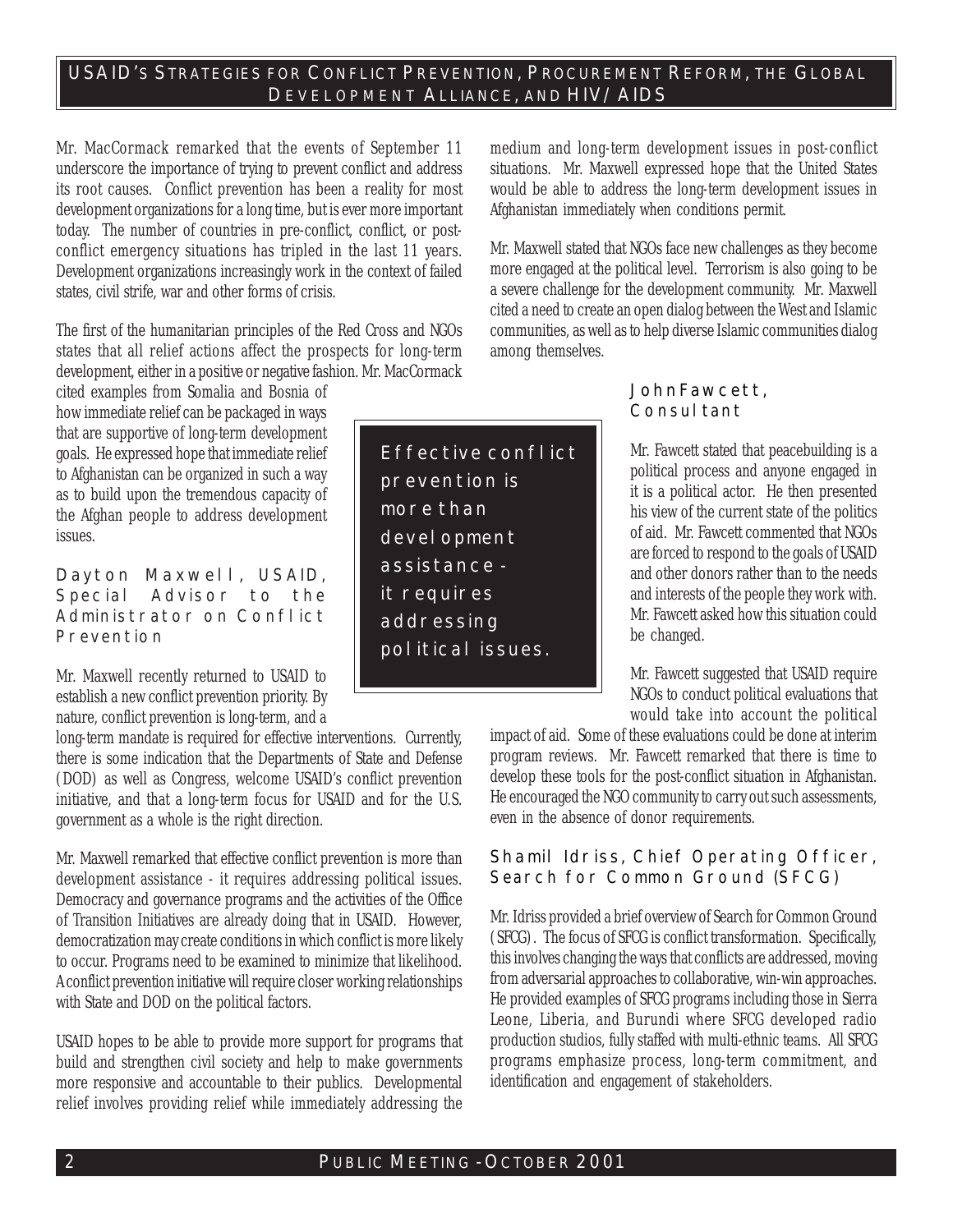Mr. MacCormack remarked that the events of September 11 underscore the importance of trying to prevent conflict and address its root causes. Conflict prevention has been a reality for most development organizations for a long time, but is ever more important today. The number of countries in pre-conflict, conflict, or post-conflict emergency situations has tripled in the last 11 years. Development organizations increasingly work in the context of failed states, civil strife, war and other forms of crisis.

The first of the humanitarian principles of the Red Cross and NGOs states that all relief actions affect the prospects for long-term development, either in a positive or negative fashion. Mr. MacCormack cited examples from Somalia and Bosnia of how immediate relief can be packaged in ways that are supportive of long-term development goals. He expressed hope that immediate relief to Afghanistan can be organized in such a way as to build upon the tremendous capacity of the Afghan people to address development issues.

### Dayton Maxwell, USAID, Special Advisor to the Administrator on Conflict Prevention

Mr. Maxwell recently returned to USAID to establish a new conflict prevention priority. By nature, conflict prevention is long-term, and a long-term mandate is required for effective interventions. Currently, there is some indication that the Departments of State and Defense (DOD) as well as Congress, welcome USAID's conflict prevention initiative, and that a long-term focus for USAID and for the U.S. government as a whole is the right direction.

> Effective conflict prevention is more than development assistance - it requires addressing political issues.

Mr. Maxwell remarked that effective conflict prevention is more than development assistance - it requires addressing political issues. Democracy and governance programs and the activities of the Office of Transition Initiatives are already doing that in USAID. However, democratization may create conditions in which conflict is more likely to occur. Programs need to be examined to minimize that likelihood. A conflict prevention initiative will require closer working relationships with State and DOD on the political factors.

USAID hopes to be able to provide more support for programs that build and strengthen civil society and help to make governments more responsive and accountable to their publics. Developmental relief involves providing relief while immediately addressing the medium and long-term development issues in post-conflict situations. Mr. Maxwell expressed hope that the United States would be able to address the long-term development issues in Afghanistan immediately when conditions permit.

Mr. Maxwell stated that NGOs face new challenges as they become more engaged at the political level. Terrorism is also going to be a severe challenge for the development community. Mr. Maxwell cited a need to create an open dialog between the West and Islamic communities, as well as to help diverse Islamic communities dialog among themselves.

### John Fawcett, Consultant

Mr. Fawcett stated that peacebuilding is a political process and anyone engaged in it is a political actor. He then presented his view of the current state of the politics of aid. Mr. Fawcett commented that NGOs are forced to respond to the goals of USAID and other donors rather than to the needs and interests of the people they work with. Mr. Fawcett asked how this situation could be changed.

Mr. Fawcett suggested that USAID require NGOs to conduct political evaluations that would take into account the political impact of aid. Some of these evaluations could be done at interim program reviews. Mr. Fawcett remarked that there is time to develop these tools for the post-conflict situation in Afghanistan. He encouraged the NGO community to carry out such assessments, even in the absence of donor requirements.

### Shamil Idriss, Chief Operating Officer, Search for Common Ground (SFCG)

Mr. Idriss provided a brief overview of Search for Common Ground (SFCG). The focus of SFCG is conflict transformation. Specifically, this involves changing the ways that conflicts are addressed, moving from adversarial approaches to collaborative, win-win approaches. He provided examples of SFCG programs including those in Sierra Leone, Liberia, and Burundi where SFCG developed radio production studios, fully staffed with multi-ethnic teams. All SFCG programs emphasize process, long-term commitment, and identification and engagement of stakeholders.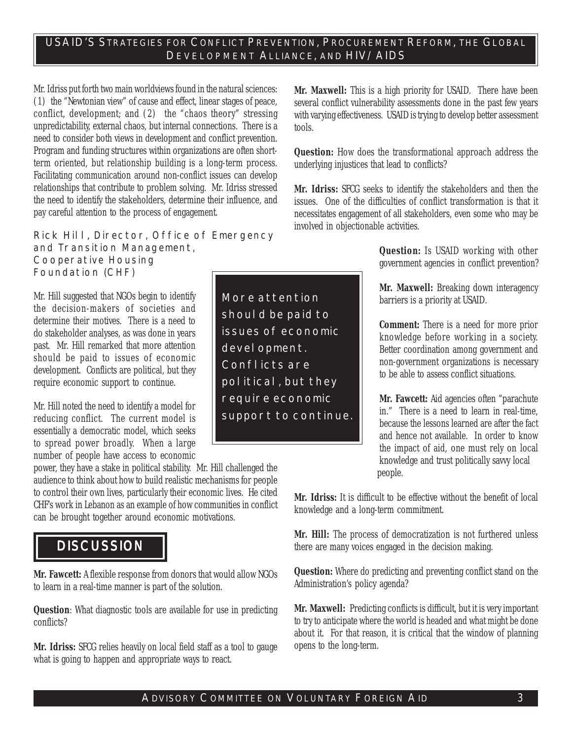Mr. Idriss put forth two main worldviews found in the natural sciences: (1) the "Newtonian view" of cause and effect, linear stages of peace, conflict, development; and (2) the "chaos theory" stressing unpredictability, external chaos, but internal connections. There is a need to consider both views in development and conflict prevention. Program and funding structures within organizations are often short-term oriented, but relationship building is a long-term process. Facilitating communication around non-conflict issues can develop relationships that contribute to problem solving. Mr. Idriss stressed the need to identify the stakeholders, determine their influence, and pay careful attention to the process of engagement.

### Rick Hill, Director, Office of Emergency and Transition Management, Cooperative Housing Foundation (CHF)

Mr. Hill suggested that NGOs begin to identify the decision-makers of societies and determine their motives. There is a need to do stakeholder analyses, as was done in years past. Mr. Hill remarked that more attention should be paid to issues of economic development. Conflicts are political, but they require economic support to continue.

> More attention should be paid to issues of economic development. Conflicts are political, but they require economic support to continue.

Mr. Hill noted the need to identify a model for reducing conflict. The current model is essentially a democratic model, which seeks to spread power broadly. When a large number of people have access to economic power, they have a stake in political stability. Mr. Hill challenged the audience to think about how to build realistic mechanisms for people to control their own lives, particularly their economic lives. He cited CHF's work in Lebanon as an example of how communities in conflict can be brought together around economic motivations.

## DISCUSSION

**Mr. Fawcett:** A flexible response from donors that would allow NGOs to learn in a real-time manner is part of the solution.

**Question**: What diagnostic tools are available for use in predicting conflicts?

**Mr. Idriss:** SFCG relies heavily on local field staff as a tool to gauge what is going to happen and appropriate ways to react.

**Mr. Maxwell:** This is a high priority for USAID. There have been several conflict vulnerability assessments done in the past few years with varying effectiveness. USAID is trying to develop better assessment tools.

**Question:** How does the transformational approach address the underlying injustices that lead to conflicts?

**Mr. Idriss:** SFCG seeks to identify the stakeholders and then the issues. One of the difficulties of conflict transformation is that it necessitates engagement of all stakeholders, even some who may be involved in objectionable activities.

**Question:** Is USAID working with other government agencies in conflict prevention?

**Mr. Maxwell:** Breaking down interagency barriers is a priority at USAID.

**Comment:** There is a need for more prior knowledge before working in a society. Better coordination among government and non-government organizations is necessary to be able to assess conflict situations.

**Mr. Fawcett:** Aid agencies often "parachute in." There is a need to learn in real-time, because the lessons learned are after the fact and hence not available. In order to know the impact of aid, one must rely on local knowledge and trust politically savvy local people.

**Mr. Idriss:** It is difficult to be effective without the benefit of local knowledge and a long-term commitment.

**Mr. Hill:** The process of democratization is not furthered unless there are many voices engaged in the decision making.

**Question:** Where do predicting and preventing conflict stand on the Administration's policy agenda?

**Mr. Maxwell:** Predicting conflicts is difficult, but it is very important to try to anticipate where the world is headed and what might be done about it. For that reason, it is critical that the window of planning opens to the long-term.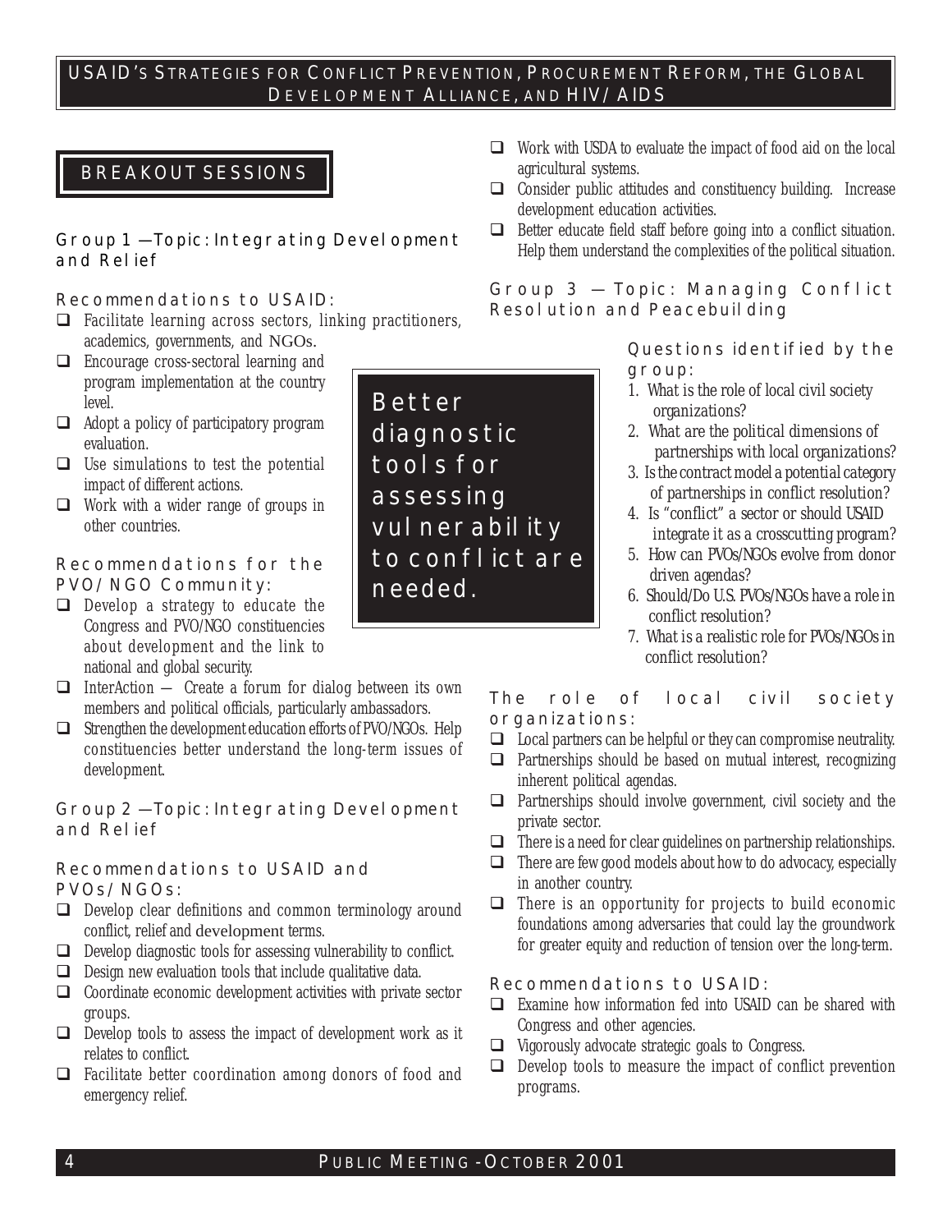## BREAKOUT SESSIONS

### Group 1 — Topic: Integrating Development and Relief

#### Recommendations to USAID:

- Facilitate learning across sectors, linking practitioners, academics, governments, and NGOs.
- Encourage cross-sectoral learning and program implementation at the country level.
- Adopt a policy of participatory program evaluation.
- Use simulations to test the potential impact of different actions.
- Work with a wider range of groups in other countries.

#### Recommendations for the PVO/NGO Community:

- Develop a strategy to educate the Congress and PVO/NGO constituencies about development and the link to national and global security.
- InterAction — Create a forum for dialog between its own members and political officials, particularly ambassadors.
- Strengthen the development education efforts of PVO/NGOs. Help constituencies better understand the long-term issues of development.

> Better diagnostic tools for assessing vulnerability to conflict are needed.

### Group 2 — Topic: Integrating Development and Relief

#### Recommendations to USAID and PVOs/NGOs:

- Develop clear definitions and common terminology around conflict, relief and development terms.
- Develop diagnostic tools for assessing vulnerability to conflict.
- Design new evaluation tools that include qualitative data.
- Coordinate economic development activities with private sector groups.
- Develop tools to assess the impact of development work as it relates to conflict.
- Facilitate better coordination among donors of food and emergency relief.
- Work with USDA to evaluate the impact of food aid on the local agricultural systems.
- Consider public attitudes and constituency building. Increase development education activities.
- Better educate field staff before going into a conflict situation. Help them understand the complexities of the political situation.

### Group 3 — Topic: Managing Conflict Resolution and Peacebuilding

#### Questions identified by the group:

1. What is the role of local civil society organizations?
2. What are the political dimensions of partnerships with local organizations?
3. Is the contract model a potential category of partnerships in conflict resolution?
4. Is "conflict" a sector or should USAID integrate it as a crosscutting program?
5. How can PVOs/NGOs evolve from donor driven agendas?
6. Should/Do U.S. PVOs/NGOs have a role in conflict resolution?
7. What is a realistic role for PVOs/NGOs in conflict resolution?

#### The role of local civil society organizations:

- Local partners can be helpful or they can compromise neutrality.
- Partnerships should be based on mutual interest, recognizing inherent political agendas.
- Partnerships should involve government, civil society and the private sector.
- There is a need for clear guidelines on partnership relationships.
- There are few good models about how to do advocacy, especially in another country.
- There is an opportunity for projects to build economic foundations among adversaries that could lay the groundwork for greater equity and reduction of tension over the long-term.

#### Recommendations to USAID:

- Examine how information fed into USAID can be shared with Congress and other agencies.
- Vigorously advocate strategic goals to Congress.
- Develop tools to measure the impact of conflict prevention programs.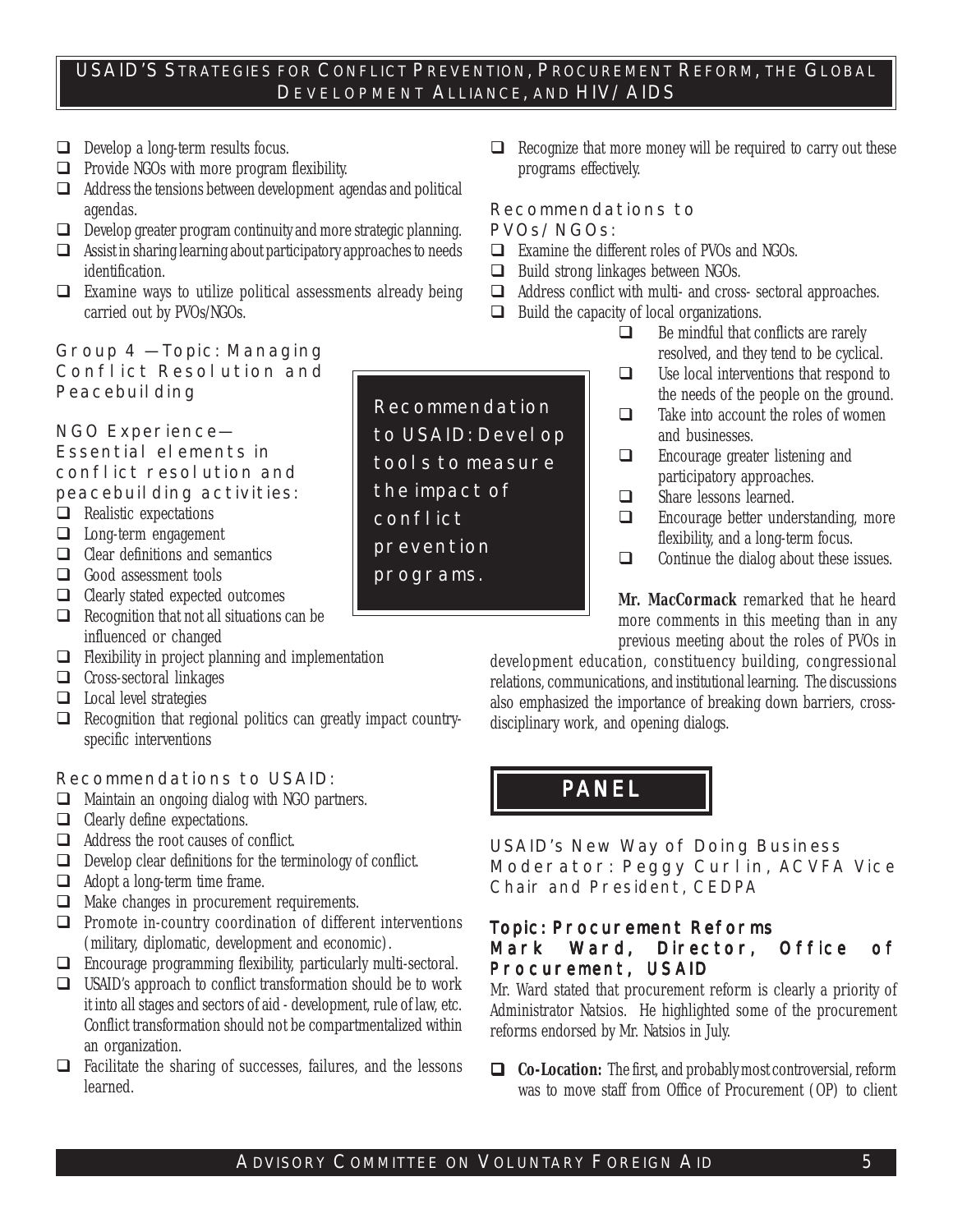- Develop a long-term results focus.
- Provide NGOs with more program flexibility.
- Address the tensions between development agendas and political agendas.
- Develop greater program continuity and more strategic planning.
- Assist in sharing learning about participatory approaches to needs identification.
- Examine ways to utilize political assessments already being carried out by PVOs/NGOs.

### Group 4 — Topic: Managing Conflict Resolution and Peacebuilding

NGO Experience—Essential elements in conflict resolution and peacebuilding activities:

- Realistic expectations
- Long-term engagement
- Clear definitions and semantics
- Good assessment tools
- Clearly stated expected outcomes
- Recognition that not all situations can be influenced or changed
- Flexibility in project planning and implementation
- Cross-sectoral linkages
- Local level strategies
- Recognition that regional politics can greatly impact country-specific interventions

Recommendations to USAID:

- Maintain an ongoing dialog with NGO partners.
- Clearly define expectations.
- Address the root causes of conflict.
- Develop clear definitions for the terminology of conflict.
- Adopt a long-term time frame.
- Make changes in procurement requirements.
- Promote in-country coordination of different interventions (military, diplomatic, development and economic).
- Encourage programming flexibility, particularly multi-sectoral.
- USAID's approach to conflict transformation should be to work it into all stages and sectors of aid - development, rule of law, etc. Conflict transformation should not be compartmentalized within an organization.
- Facilitate the sharing of successes, failures, and the lessons learned.
- Recognize that more money will be required to carry out these programs effectively.

> Recommendation to USAID: Develop tools to measure the impact of conflict prevention programs.

Recommendations to PVOs/NGOs:

- Examine the different roles of PVOs and NGOs.
- Build strong linkages between NGOs.
- Address conflict with multi- and cross- sectoral approaches.
- Build the capacity of local organizations.
- Be mindful that conflicts are rarely resolved, and they tend to be cyclical.
- Use local interventions that respond to the needs of the people on the ground.
- Take into account the roles of women and businesses.
- Encourage greater listening and participatory approaches.
- Share lessons learned.
- Encourage better understanding, more flexibility, and a long-term focus.
- Continue the dialog about these issues.

**Mr. MacCormack** remarked that he heard more comments in this meeting than in any previous meeting about the roles of PVOs in development education, constituency building, congressional relations, communications, and institutional learning. The discussions also emphasized the importance of breaking down barriers, cross-disciplinary work, and opening dialogs.

## PANEL

USAID's New Way of Doing Business
Moderator: Peggy Curlin, ACVFA Vice Chair and President, CEDPA

### Topic: Procurement Reforms
### Mark Ward, Director, Office of Procurement, USAID

Mr. Ward stated that procurement reform is clearly a priority of Administrator Natsios. He highlighted some of the procurement reforms endorsed by Mr. Natsios in July.

- **Co-Location:** The first, and probably most controversial, reform was to move staff from Office of Procurement (OP) to client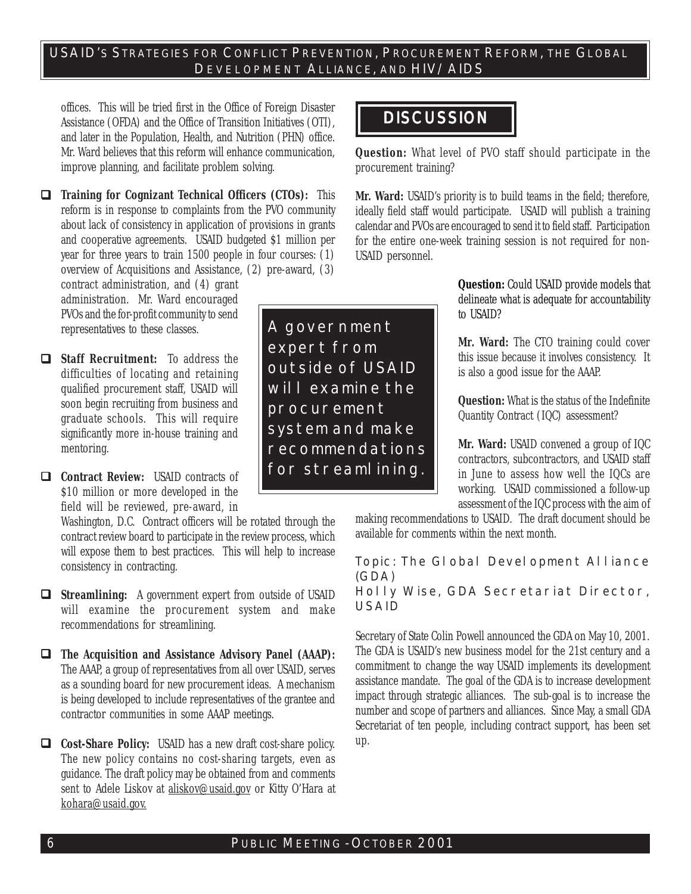offices. This will be tried first in the Office of Foreign Disaster Assistance (OFDA) and the Office of Transition Initiatives (OTI), and later in the Population, Health, and Nutrition (PHN) office. Mr. Ward believes that this reform will enhance communication, improve planning, and facilitate problem solving.

- **Training for Cognizant Technical Officers (CTOs):** This reform is in response to complaints from the PVO community about lack of consistency in application of provisions in grants and cooperative agreements. USAID budgeted $1 million per year for three years to train 1500 people in four courses: (1) overview of Acquisitions and Assistance, (2) pre-award, (3) contract administration, and (4) grant administration. Mr. Ward encouraged PVOs and the for-profit community to send representatives to these classes.

- **Staff Recruitment:** To address the difficulties of locating and retaining qualified procurement staff, USAID will soon begin recruiting from business and graduate schools. This will require significantly more in-house training and mentoring.

- **Contract Review:** USAID contracts of $10 million or more developed in the field will be reviewed, pre-award, in Washington, D.C. Contract officers will be rotated through the contract review board to participate in the review process, which will expose them to best practices. This will help to increase consistency in contracting.

- **Streamlining:** A government expert from outside of USAID will examine the procurement system and make recommendations for streamlining.

- **The Acquisition and Assistance Advisory Panel (AAAP):** The AAAP, a group of representatives from all over USAID, serves as a sounding board for new procurement ideas. A mechanism is being developed to include representatives of the grantee and contractor communities in some AAAP meetings.

- **Cost-Share Policy:** USAID has a new draft cost-share policy. The new policy contains no cost-sharing targets, even as guidance. The draft policy may be obtained from and comments sent to Adele Liskov at aliskov@usaid.gov or Kitty O'Hara at kohara@usaid.gov.

> A government expert from outside of USAID will examine the procurement system and make recommendations for streamlining.

## DISCUSSION

**Question:** What level of PVO staff should participate in the procurement training?

**Mr. Ward:** USAID's priority is to build teams in the field; therefore, ideally field staff would participate. USAID will publish a training calendar and PVOs are encouraged to send it to field staff. Participation for the entire one-week training session is not required for non-USAID personnel.

**Question:** Could USAID provide models that delineate what is adequate for accountability to USAID?

**Mr. Ward:** The CTO training could cover this issue because it involves consistency. It is also a good issue for the AAAP.

**Question:** What is the status of the Indefinite Quantity Contract (IQC) assessment?

**Mr. Ward:** USAID convened a group of IQC contractors, subcontractors, and USAID staff in June to assess how well the IQCs are working. USAID commissioned a follow-up assessment of the IQC process with the aim of making recommendations to USAID. The draft document should be available for comments within the next month.

### Topic: The Global Development Alliance (GDA)
### Holly Wise, GDA Secretariat Director, USAID

Secretary of State Colin Powell announced the GDA on May 10, 2001. The GDA is USAID's new business model for the 21st century and a commitment to change the way USAID implements its development assistance mandate. The goal of the GDA is to increase development impact through strategic alliances. The sub-goal is to increase the number and scope of partners and alliances. Since May, a small GDA Secretariat of ten people, including contract support, has been set up.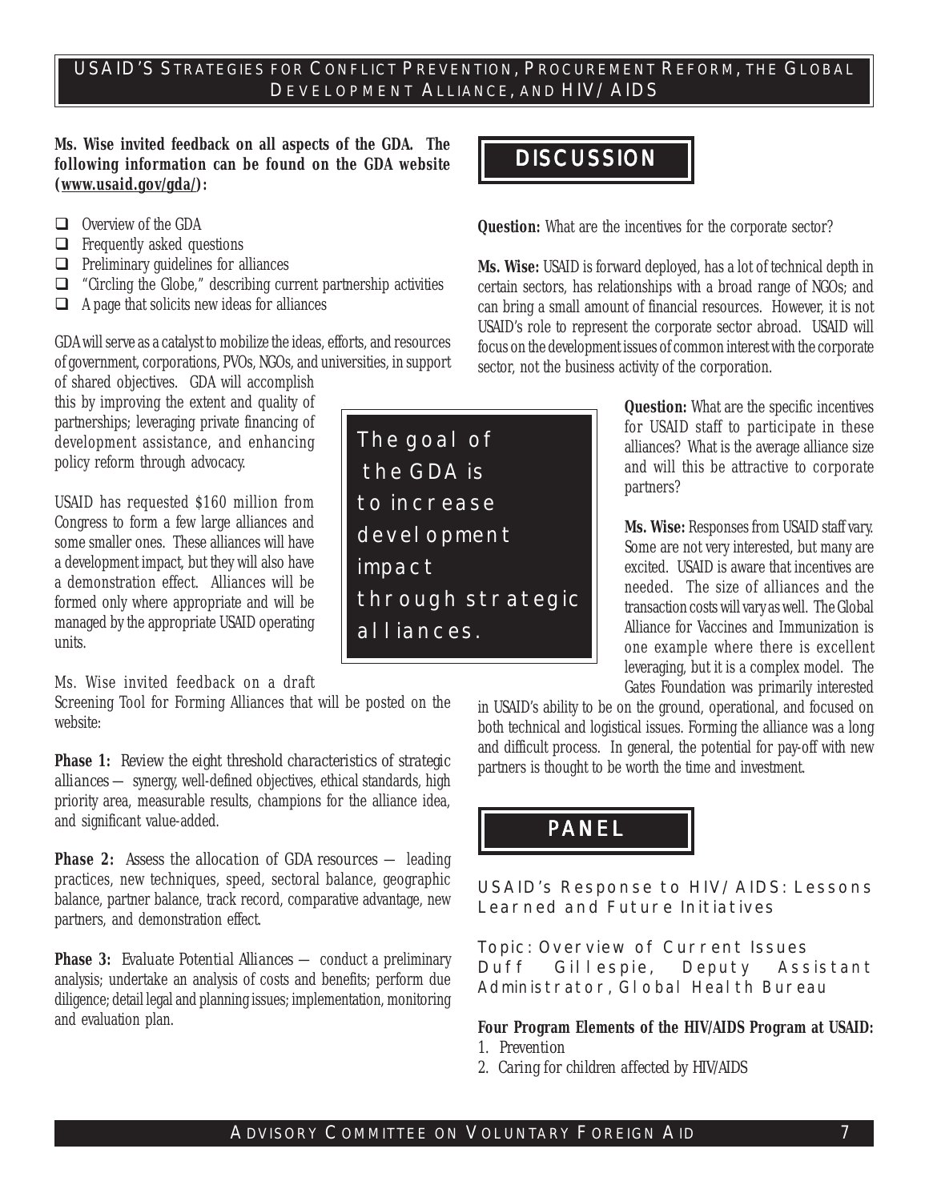**Ms. Wise invited feedback on all aspects of the GDA. The following information can be found on the GDA website (www.usaid.gov/gda/):**

- Overview of the GDA
- Frequently asked questions
- Preliminary guidelines for alliances
- "Circling the Globe," describing current partnership activities
- A page that solicits new ideas for alliances

GDA will serve as a catalyst to mobilize the ideas, efforts, and resources of government, corporations, PVOs, NGOs, and universities, in support of shared objectives. GDA will accomplish this by improving the extent and quality of partnerships; leveraging private financing of development assistance, and enhancing policy reform through advocacy.

USAID has requested $160 million from Congress to form a few large alliances and some smaller ones. These alliances will have a development impact, but they will also have a demonstration effect. Alliances will be formed only where appropriate and will be managed by the appropriate USAID operating units.

> The goal of the GDA is to increase development impact through strategic alliances.

Ms. Wise invited feedback on a draft Screening Tool for Forming Alliances that will be posted on the website:

**Phase 1:** Review the eight threshold characteristics of strategic alliances — synergy, well-defined objectives, ethical standards, high priority area, measurable results, champions for the alliance idea, and significant value-added.

**Phase 2:** Assess the allocation of GDA resources — leading practices, new techniques, speed, sectoral balance, geographic balance, partner balance, track record, comparative advantage, new partners, and demonstration effect.

**Phase 3:** Evaluate Potential Alliances — conduct a preliminary analysis; undertake an analysis of costs and benefits; perform due diligence; detail legal and planning issues; implementation, monitoring and evaluation plan.

## DISCUSSION

**Question:** What are the incentives for the corporate sector?

**Ms. Wise:** USAID is forward deployed, has a lot of technical depth in certain sectors, has relationships with a broad range of NGOs; and can bring a small amount of financial resources. However, it is not USAID's role to represent the corporate sector abroad. USAID will focus on the development issues of common interest with the corporate sector, not the business activity of the corporation.

**Question:** What are the specific incentives for USAID staff to participate in these alliances? What is the average alliance size and will this be attractive to corporate partners?

**Ms. Wise:** Responses from USAID staff vary. Some are not very interested, but many are excited. USAID is aware that incentives are needed. The size of alliances and the transaction costs will vary as well. The Global Alliance for Vaccines and Immunization is one example where there is excellent leveraging, but it is a complex model. The Gates Foundation was primarily interested in USAID's ability to be on the ground, operational, and focused on both technical and logistical issues. Forming the alliance was a long and difficult process. In general, the potential for pay-off with new partners is thought to be worth the time and investment.

## PANEL

### USAID's Response to HIV/AIDS: Lessons Learned and Future Initiatives

Topic: Overview of Current Issues
Duff Gillespie, Deputy Assistant Administrator, Global Health Bureau

**Four Program Elements of the HIV/AIDS Program at USAID:**

1. Prevention
2. Caring for children affected by HIV/AIDS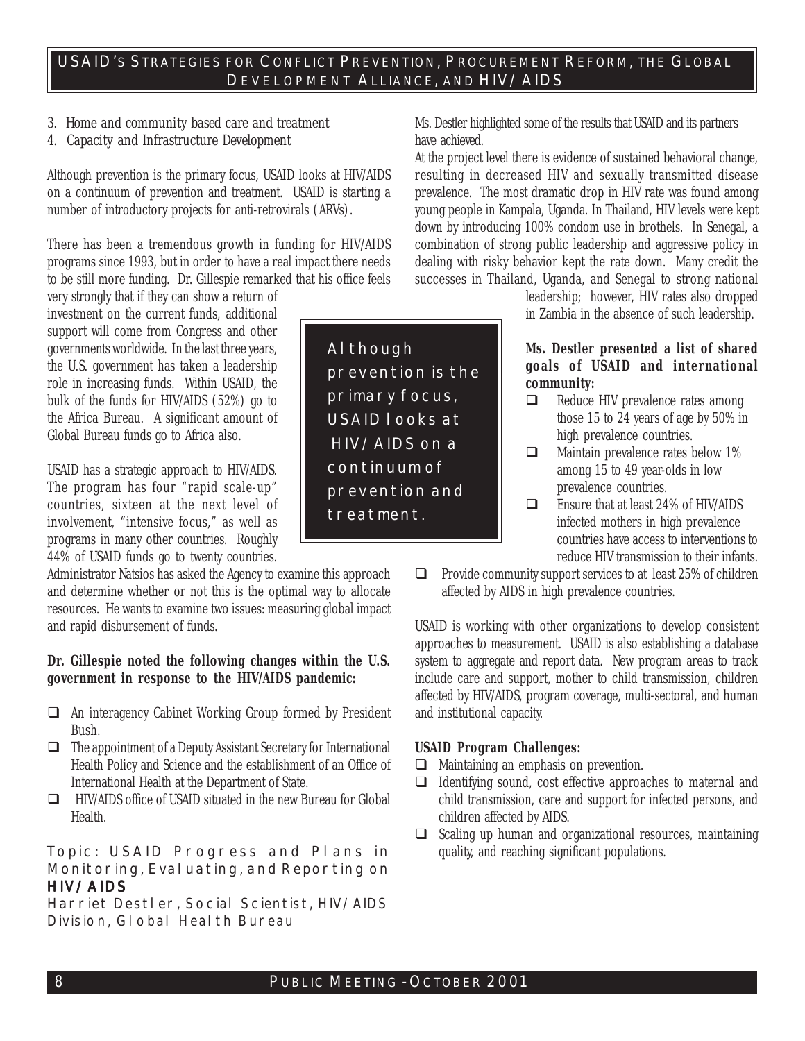3. Home and community based care and treatment
4. Capacity and Infrastructure Development

Although prevention is the primary focus, USAID looks at HIV/AIDS on a continuum of prevention and treatment. USAID is starting a number of introductory projects for anti-retrovirals (ARVs).

There has been a tremendous growth in funding for HIV/AIDS programs since 1993, but in order to have a real impact there needs to be still more funding. Dr. Gillespie remarked that his office feels very strongly that if they can show a return of investment on the current funds, additional support will come from Congress and other governments worldwide. In the last three years, the U.S. government has taken a leadership role in increasing funds. Within USAID, the bulk of the funds for HIV/AIDS (52%) go to the Africa Bureau. A significant amount of Global Bureau funds go to Africa also.

> Although prevention is the primary focus, USAID looks at HIV/AIDS on a continuum of prevention and treatment.

USAID has a strategic approach to HIV/AIDS. The program has four "rapid scale-up" countries, sixteen at the next level of involvement, "intensive focus," as well as programs in many other countries. Roughly 44% of USAID funds go to twenty countries. Administrator Natsios has asked the Agency to examine this approach and determine whether or not this is the optimal way to allocate resources. He wants to examine two issues: measuring global impact and rapid disbursement of funds.

**Dr. Gillespie noted the following changes within the U.S. government in response to the HIV/AIDS pandemic:**

- An interagency Cabinet Working Group formed by President Bush.
- The appointment of a Deputy Assistant Secretary for International Health Policy and Science and the establishment of an Office of International Health at the Department of State.
- HIV/AIDS office of USAID situated in the new Bureau for Global Health.

## Topic: USAID Progress and Plans in Monitoring, Evaluating, and Reporting on HIV/AIDS

Harriet Destler, Social Scientist, HIV/AIDS Division, Global Health Bureau

Ms. Destler highlighted some of the results that USAID and its partners have achieved.

At the project level there is evidence of sustained behavioral change, resulting in decreased HIV and sexually transmitted disease prevalence. The most dramatic drop in HIV rate was found among young people in Kampala, Uganda. In Thailand, HIV levels were kept down by introducing 100% condom use in brothels. In Senegal, a combination of strong public leadership and aggressive policy in dealing with risky behavior kept the rate down. Many credit the successes in Thailand, Uganda, and Senegal to strong national leadership; however, HIV rates also dropped in Zambia in the absence of such leadership.

**Ms. Destler presented a list of shared goals of USAID and international community:**

- Reduce HIV prevalence rates among those 15 to 24 years of age by 50% in high prevalence countries.
- Maintain prevalence rates below 1% among 15 to 49 year-olds in low prevalence countries.
- Ensure that at least 24% of HIV/AIDS infected mothers in high prevalence countries have access to interventions to reduce HIV transmission to their infants.
- Provide community support services to at least 25% of children affected by AIDS in high prevalence countries.

USAID is working with other organizations to develop consistent approaches to measurement. USAID is also establishing a database system to aggregate and report data. New program areas to track include care and support, mother to child transmission, children affected by HIV/AIDS, program coverage, multi-sectoral, and human and institutional capacity.

**USAID Program Challenges:**

- Maintaining an emphasis on prevention.
- Identifying sound, cost effective approaches to maternal and child transmission, care and support for infected persons, and children affected by AIDS.
- Scaling up human and organizational resources, maintaining quality, and reaching significant populations.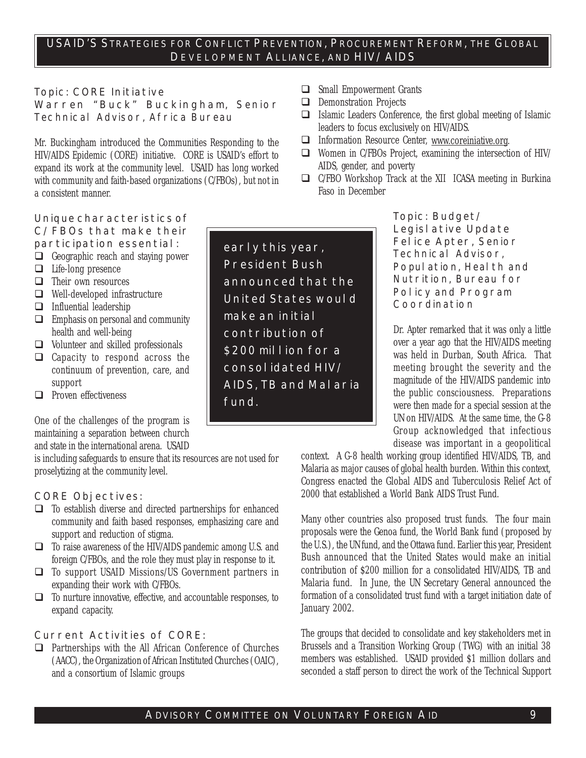## USAID'S STRATEGIES FOR CONFLICT PREVENTION, PROCUREMENT REFORM, THE GLOBAL DEVELOPMENT ALLIANCE, AND HIV/AIDS

### Topic: CORE Initiative
### Warren "Buck" Buckingham, Senior Technical Advisor, Africa Bureau

Mr. Buckingham introduced the Communities Responding to the HIV/AIDS Epidemic (CORE) initiative. CORE is USAID's effort to expand its work at the community level. USAID has long worked with community and faith-based organizations (C/FBOs), but not in a consistent manner.

#### Unique characteristics of C/FBOs that make their participation essential:

- Geographic reach and staying power
- Life-long presence
- Their own resources
- Well-developed infrastructure
- Influential leadership
- Emphasis on personal and community health and well-being
- Volunteer and skilled professionals
- Capacity to respond across the continuum of prevention, care, and support
- Proven effectiveness

One of the challenges of the program is maintaining a separation between church and state in the international arena. USAID is including safeguards to ensure that its resources are not used for proselytizing at the community level.

#### CORE Objectives:

- To establish diverse and directed partnerships for enhanced community and faith based responses, emphasizing care and support and reduction of stigma.
- To raise awareness of the HIV/AIDS pandemic among U.S. and foreign C/FBOs, and the role they must play in response to it.
- To support USAID Missions/US Government partners in expanding their work with C/FBOs.
- To nurture innovative, effective, and accountable responses, to expand capacity.

#### Current Activities of CORE:

- Partnerships with the All African Conference of Churches (AACC), the Organization of African Instituted Churches (OAIC), and a consortium of Islamic groups
- Small Empowerment Grants
- Demonstration Projects
- Islamic Leaders Conference, the first global meeting of Islamic leaders to focus exclusively on HIV/AIDS.
- Information Resource Center, www.coreinitiative.org.
- Women in C/FBOs Project, examining the intersection of HIV/AIDS, gender, and poverty
- C/FBO Workshop Track at the XII ICASA meeting in Burkina Faso in December

> early this year, President Bush announced that the United States would make an initial contribution of $200 million for a consolidated HIV/AIDS, TB and Malaria fund.

### Topic: Budget/Legislative Update
### Felice Apter, Senior Technical Advisor, Population, Health and Nutrition, Bureau for Policy and Program Coordination

Dr. Apter remarked that it was only a little over a year ago that the HIV/AIDS meeting was held in Durban, South Africa. That meeting brought the severity and the magnitude of the HIV/AIDS pandemic into the public consciousness. Preparations were then made for a special session at the UN on HIV/AIDS. At the same time, the G-8 Group acknowledged that infectious disease was important in a geopolitical context. A G-8 health working group identified HIV/AIDS, TB, and Malaria as major causes of global health burden. Within this context, Congress enacted the Global AIDS and Tuberculosis Relief Act of 2000 that established a World Bank AIDS Trust Fund.

Many other countries also proposed trust funds. The four main proposals were the Genoa fund, the World Bank fund (proposed by the U.S.), the UN fund, and the Ottawa fund. Earlier this year, President Bush announced that the United States would make an initial contribution of $200 million for a consolidated HIV/AIDS, TB and Malaria fund. In June, the UN Secretary General announced the formation of a consolidated trust fund with a target initiation date of January 2002.

The groups that decided to consolidate and key stakeholders met in Brussels and a Transition Working Group (TWG) with an initial 38 members was established. USAID provided $1 million dollars and seconded a staff person to direct the work of the Technical Support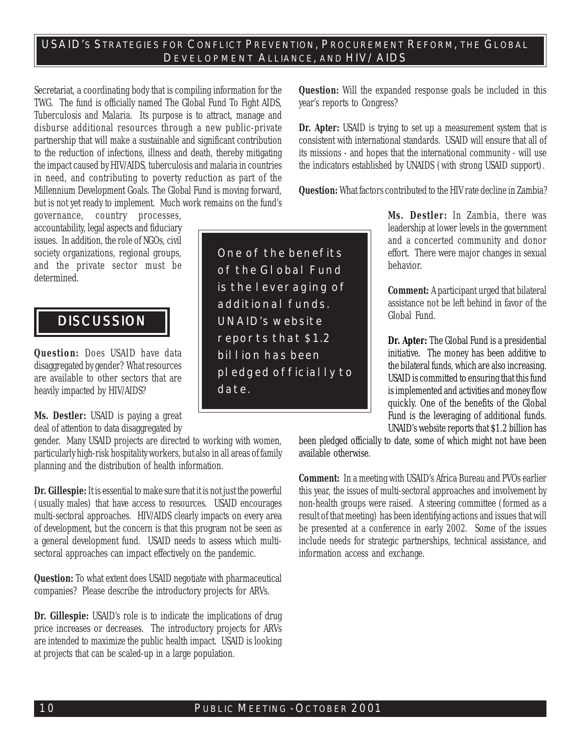Secretariat, a coordinating body that is compiling information for the TWG. The fund is officially named The Global Fund To Fight AIDS, Tuberculosis and Malaria. Its purpose is to attract, manage and disburse additional resources through a new public-private partnership that will make a sustainable and significant contribution to the reduction of infections, illness and death, thereby mitigating the impact caused by HIV/AIDS, tuberculosis and malaria in countries in need, and contributing to poverty reduction as part of the Millennium Development Goals. The Global Fund is moving forward, but is not yet ready to implement. Much work remains on the fund's governance, country processes, accountability, legal aspects and fiduciary issues. In addition, the role of NGOs, civil society organizations, regional groups, and the private sector must be determined.

## DISCUSSION

**Question:** Does USAID have data disaggregated by gender? What resources are available to other sectors that are heavily impacted by HIV/AIDS?

**Ms. Destler:** USAID is paying a great deal of attention to data disaggregated by gender. Many USAID projects are directed to working with women, particularly high-risk hospitality workers, but also in all areas of family planning and the distribution of health information.

**Dr. Gillespie:** It is essential to make sure that it is not just the powerful (usually males) that have access to resources. USAID encourages multi-sectoral approaches. HIV/AIDS clearly impacts on every area of development, but the concern is that this program not be seen as a general development fund. USAID needs to assess which multi-sectoral approaches can impact effectively on the pandemic.

**Question:** To what extent does USAID negotiate with pharmaceutical companies? Please describe the introductory projects for ARVs.

**Dr. Gillespie:** USAID's role is to indicate the implications of drug price increases or decreases. The introductory projects for ARVs are intended to maximize the public health impact. USAID is looking at projects that can be scaled-up in a large population.

**Question:** Will the expanded response goals be included in this year's reports to Congress?

**Dr. Apter:** USAID is trying to set up a measurement system that is consistent with international standards. USAID will ensure that all of its missions - and hopes that the international community - will use the indicators established by UNAIDS (with strong USAID support).

**Question:** What factors contributed to the HIV rate decline in Zambia?

**Ms. Destler:** In Zambia, there was leadership at lower levels in the government and a concerted community and donor effort. There were major changes in sexual behavior.

**Comment:** A participant urged that bilateral assistance not be left behind in favor of the Global Fund.

**Dr. Apter:** The Global Fund is a presidential initiative. The money has been additive to the bilateral funds, which are also increasing. USAID is committed to ensuring that this fund is implemented and activities and money flow quickly. One of the benefits of the Global Fund is the leveraging of additional funds. UNAID's website reports that $1.2 billion has been pledged officially to date, some of which might not have been available otherwise.

> One of the benefits of the Global Fund is the leveraging of additional funds. UNAID's website reports that $1.2 billion has been pledged officially to date.

**Comment:** In a meeting with USAID's Africa Bureau and PVOs earlier this year, the issues of multi-sectoral approaches and involvement by non-health groups were raised. A steering committee (formed as a result of that meeting) has been identifying actions and issues that will be presented at a conference in early 2002. Some of the issues include needs for strategic partnerships, technical assistance, and information access and exchange.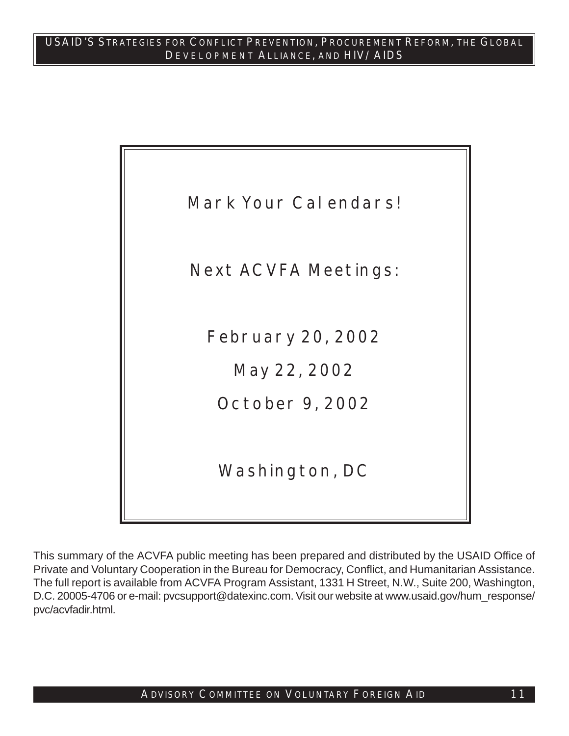## Mark Your Calendars!

**Next ACVFA Meetings:**

February 20, 2002

May 22, 2002

October 9, 2002

Washington, DC

This summary of the ACVFA public meeting has been prepared and distributed by the USAID Office of Private and Voluntary Cooperation in the Bureau for Democracy, Conflict, and Humanitarian Assistance. The full report is available from ACVFA Program Assistant, 1331 H Street, N.W., Suite 200, Washington, D.C. 20005-4706 or e-mail: pvcsupport@datexinc.com. Visit our website at www.usaid.gov/hum_response/pvc/acvfadir.html.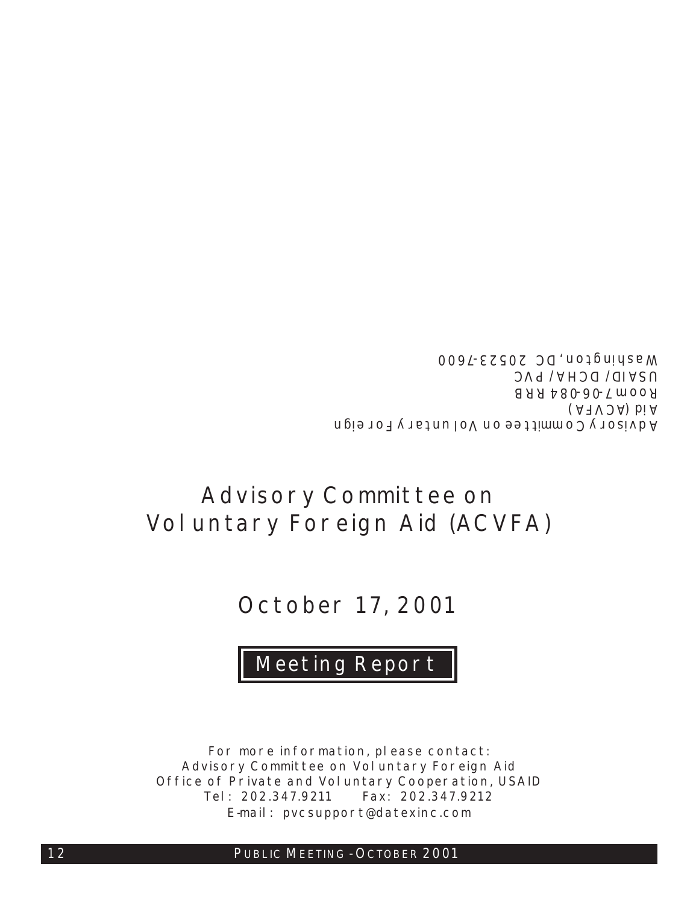Advisory Committee on Voluntary Foreign
Aid (ACVFA)
Room 7-06-084 RRB
USAID/DCHA/PVC
Washington, DC 20523-7600

# Advisory Committee on Voluntary Foreign Aid (ACVFA)

## October 17, 2001

## Meeting Report

For more information, please contact:
Advisory Committee on Voluntary Foreign Aid
Office of Private and Voluntary Cooperation, USAID
Tel: 202.347.9211    Fax: 202.347.9212
E-mail: pvcsupport@datexinc.com